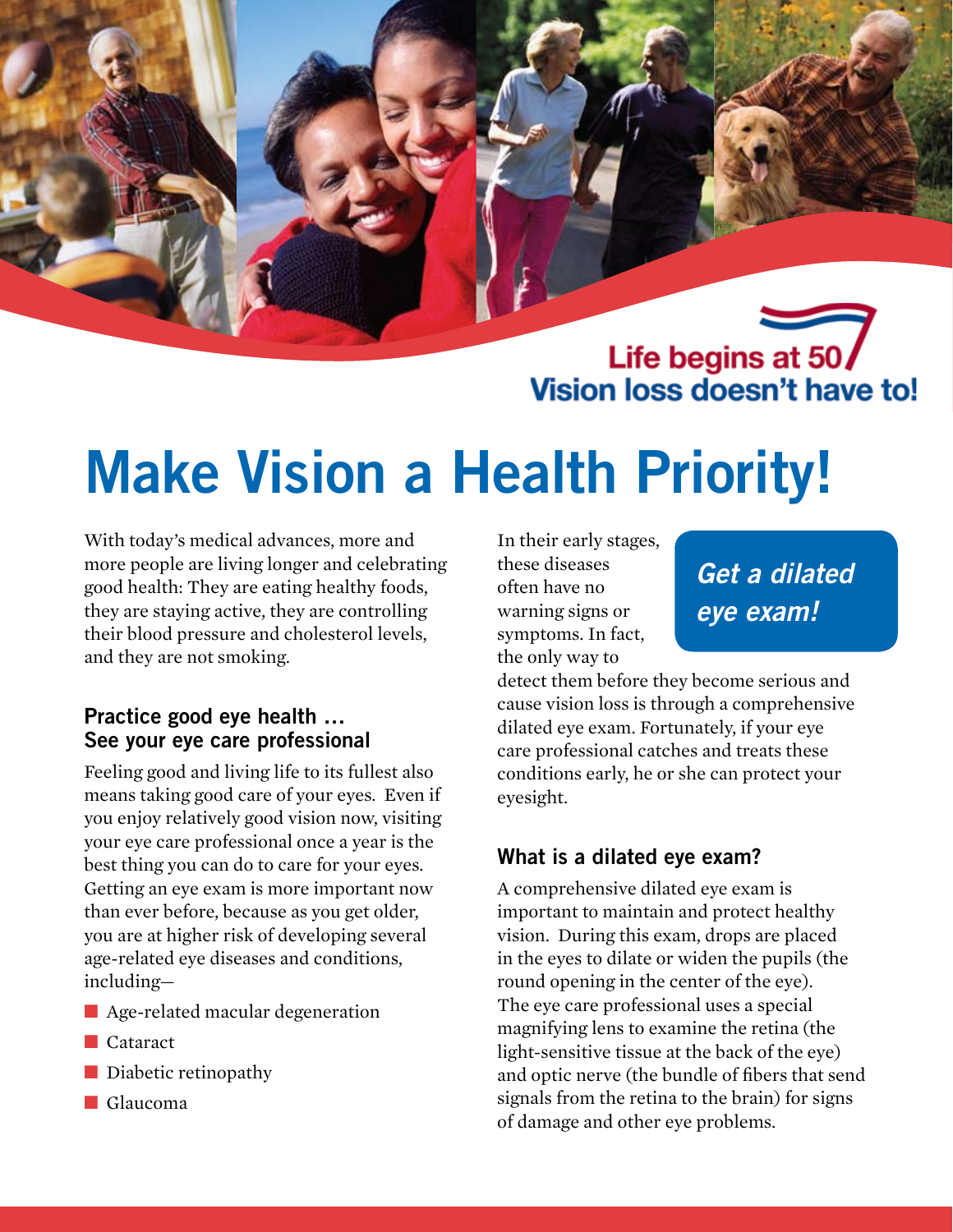Life begins at 50 Vision loss doesn't have to!

# Make Vision a Health Priority!

With today's medical advances, more and more people are living longer and celebrating good health: They are eating healthy foods, they are staying active, they are controlling their blood pressure and cholesterol levels, and they are not smoking.

## Practice good eye health … See your eye care professional

Feeling good and living life to its fullest also means taking good care of your eyes. Even if you enjoy relatively good vision now, visiting your eye care professional once a year is the best thing you can do to care for your eyes. Getting an eye exam is more important now than ever before, because as you get older, you are at higher risk of developing several age-related eye diseases and conditions, including—

- Age-related macular degeneration
- Cataract
- Diabetic retinopathy
- Glaucoma

*Get a dilated eye exam!*

In their early stages, these diseases often have no warning signs or symptoms. In fact, the only way to detect them before they become serious and cause vision loss is through a comprehensive dilated eye exam. Fortunately, if your eye care professional catches and treats these conditions early, he or she can protect your eyesight.

## What is a dilated eye exam?

A comprehensive dilated eye exam is important to maintain and protect healthy vision. During this exam, drops are placed in the eyes to dilate or widen the pupils (the round opening in the center of the eye). The eye care professional uses a special magnifying lens to examine the retina (the light-sensitive tissue at the back of the eye) and optic nerve (the bundle of fibers that send signals from the retina to the brain) for signs of damage and other eye problems.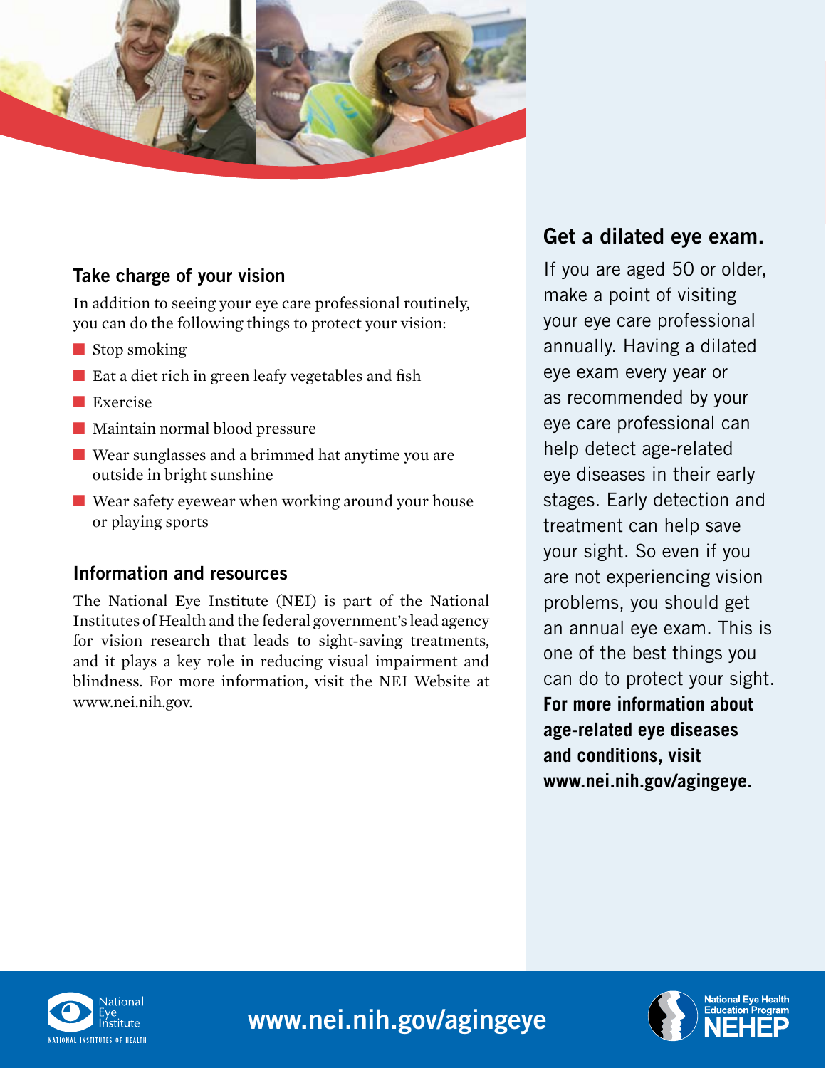## Take charge of your vision

In addition to seeing your eye care professional routinely, you can do the following things to protect your vision:

- Stop smoking
- Eat a diet rich in green leafy vegetables and fish
- Exercise
- Maintain normal blood pressure
- Wear sunglasses and a brimmed hat anytime you are outside in bright sunshine
- Wear safety eyewear when working around your house or playing sports

## Information and resources

The National Eye Institute (NEI) is part of the National Institutes of Health and the federal government's lead agency for vision research that leads to sight-saving treatments, and it plays a key role in reducing visual impairment and blindness. For more information, visit the NEI Website at www.nei.nih.gov.

## Get a dilated eye exam.

If you are aged 50 or older, make a point of visiting your eye care professional annually. Having a dilated eye exam every year or as recommended by your eye care professional can help detect age-related eye diseases in their early stages. Early detection and treatment can help save your sight. So even if you are not experiencing vision problems, you should get an annual eye exam. This is one of the best things you can do to protect your sight. **For more information about age-related eye diseases and conditions, visit www.nei.nih.gov/agingeye.**

National Eye Institute
NATIONAL INSTITUTES OF HEALTH

**www.nei.nih.gov/agingeye**

National Eye Health Education Program
NEHEP